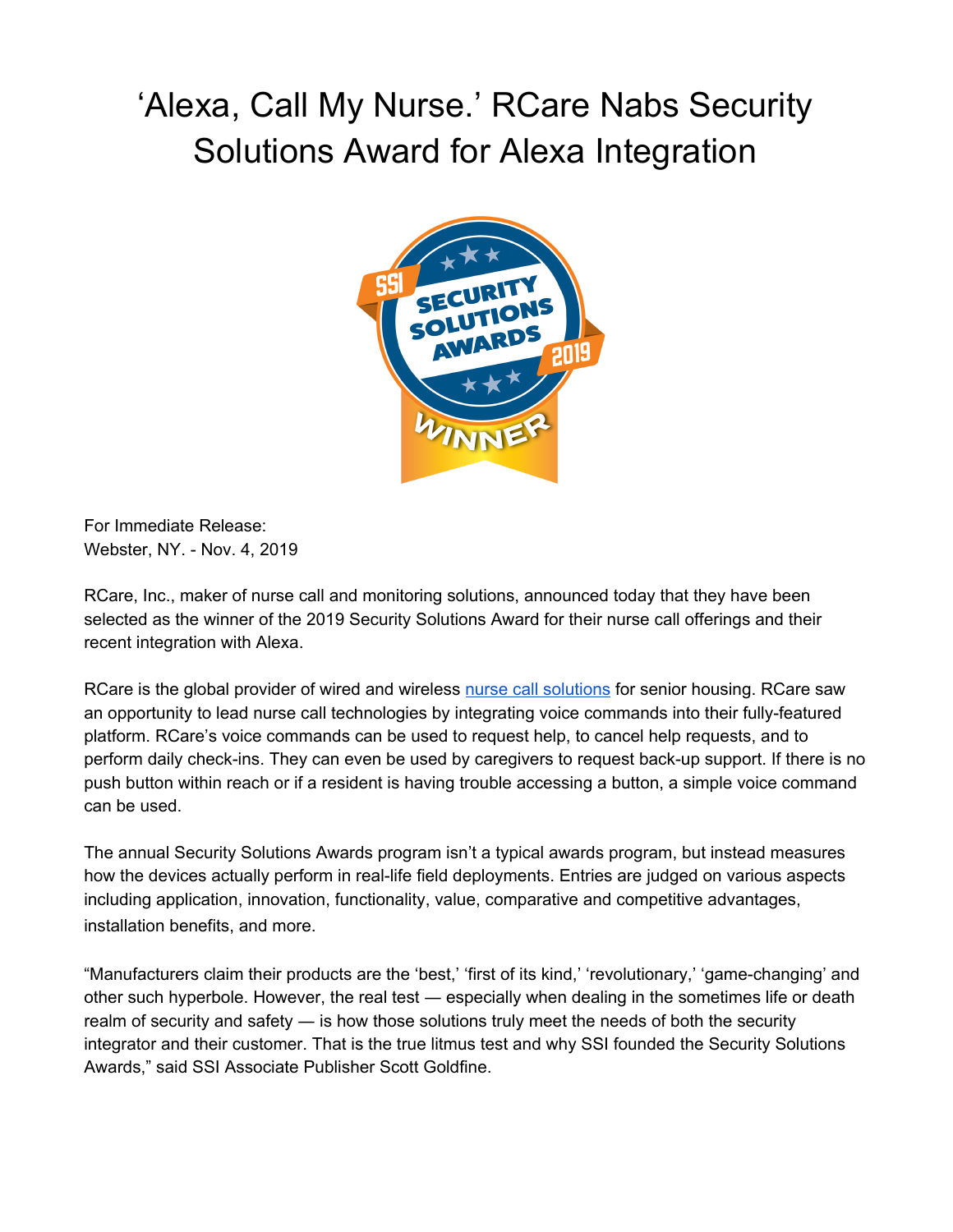# ‘Alexa, Call My Nurse.’ RCare Nabs Security Solutions Award for Alexa Integration

For Immediate Release:
Webster, NY. - Nov. 4, 2019

RCare, Inc., maker of nurse call and monitoring solutions, announced today that they have been selected as the winner of the 2019 Security Solutions Award for their nurse call offerings and their recent integration with Alexa.

RCare is the global provider of wired and wireless [nurse call solutions](#) for senior housing. RCare saw an opportunity to lead nurse call technologies by integrating voice commands into their fully-featured platform. RCare’s voice commands can be used to request help, to cancel help requests, and to perform daily check-ins. They can even be used by caregivers to request back-up support. If there is no push button within reach or if a resident is having trouble accessing a button, a simple voice command can be used.

The annual Security Solutions Awards program isn’t a typical awards program, but instead measures how the devices actually perform in real-life field deployments. Entries are judged on various aspects including application, innovation, functionality, value, comparative and competitive advantages, installation benefits, and more.

“Manufacturers claim their products are the ‘best,’ ‘first of its kind,’ ‘revolutionary,’ ‘game-changing’ and other such hyperbole. However, the real test — especially when dealing in the sometimes life or death realm of security and safety — is how those solutions truly meet the needs of both the security integrator and their customer. That is the true litmus test and why SSI founded the Security Solutions Awards,” said SSI Associate Publisher Scott Goldfine.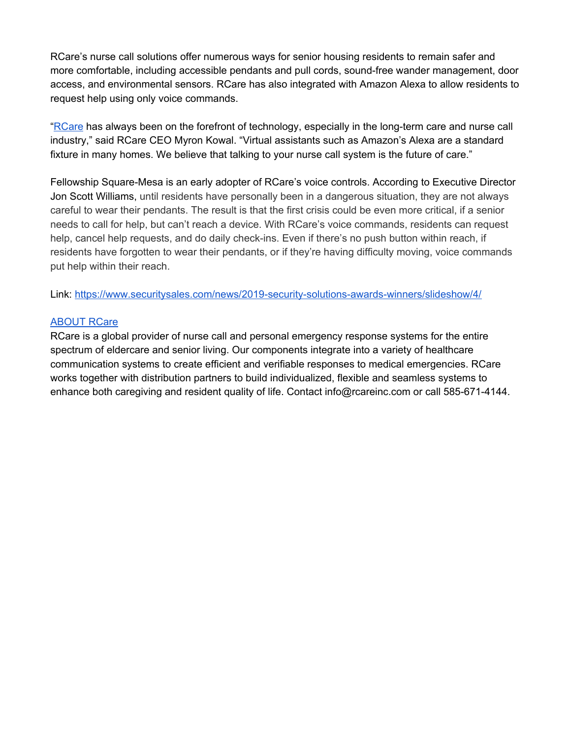RCare's nurse call solutions offer numerous ways for senior housing residents to remain safer and more comfortable, including accessible pendants and pull cords, sound-free wander management, door access, and environmental sensors. RCare has also integrated with Amazon Alexa to allow residents to request help using only voice commands.

"[RCare](https://www.rcareinc.com) has always been on the forefront of technology, especially in the long-term care and nurse call industry," said RCare CEO Myron Kowal. "Virtual assistants such as Amazon's Alexa are a standard fixture in many homes. We believe that talking to your nurse call system is the future of care."

Fellowship Square-Mesa is an early adopter of RCare's voice controls. According to Executive Director Jon Scott Williams, until residents have personally been in a dangerous situation, they are not always careful to wear their pendants. The result is that the first crisis could be even more critical, if a senior needs to call for help, but can't reach a device. With RCare's voice commands, residents can request help, cancel help requests, and do daily check-ins. Even if there's no push button within reach, if residents have forgotten to wear their pendants, or if they're having difficulty moving, voice commands put help within their reach.

Link: https://www.securitysales.com/news/2019-security-solutions-awards-winners/slideshow/4/

ABOUT RCare

RCare is a global provider of nurse call and personal emergency response systems for the entire spectrum of eldercare and senior living. Our components integrate into a variety of healthcare communication systems to create efficient and verifiable responses to medical emergencies. RCare works together with distribution partners to build individualized, flexible and seamless systems to enhance both caregiving and resident quality of life. Contact info@rcareinc.com or call 585-671-4144.